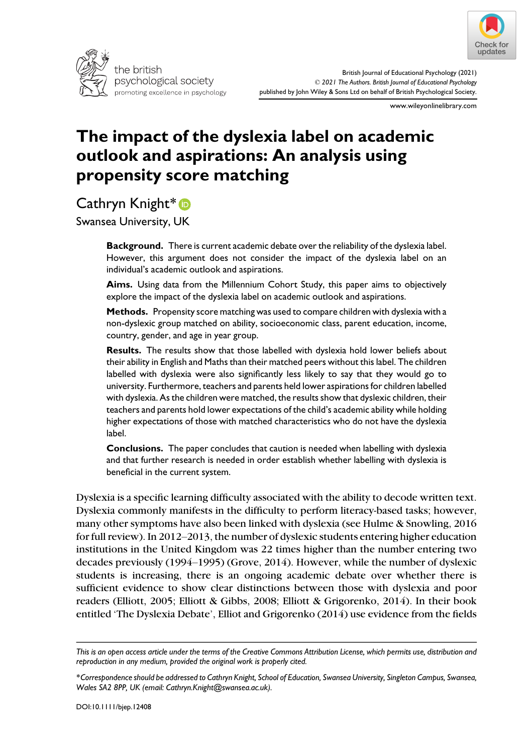# The impact of the dyslexia label on academic outlook and aspirations: An analysis using propensity score matching

Cathryn Knight*

Swansea University, UK

**Background.** There is current academic debate over the reliability of the dyslexia label. However, this argument does not consider the impact of the dyslexia label on an individual's academic outlook and aspirations.

**Aims.** Using data from the Millennium Cohort Study, this paper aims to objectively explore the impact of the dyslexia label on academic outlook and aspirations.

**Methods.** Propensity score matching was used to compare children with dyslexia with a non-dyslexic group matched on ability, socioeconomic class, parent education, income, country, gender, and age in year group.

**Results.** The results show that those labelled with dyslexia hold lower beliefs about their ability in English and Maths than their matched peers without this label. The children labelled with dyslexia were also significantly less likely to say that they would go to university. Furthermore, teachers and parents held lower aspirations for children labelled with dyslexia. As the children were matched, the results show that dyslexic children, their teachers and parents hold lower expectations of the child's academic ability while holding higher expectations of those with matched characteristics who do not have the dyslexia label.

**Conclusions.** The paper concludes that caution is needed when labelling with dyslexia and that further research is needed in order establish whether labelling with dyslexia is beneficial in the current system.

Dyslexia is a specific learning difficulty associated with the ability to decode written text. Dyslexia commonly manifests in the difficulty to perform literacy-based tasks; however, many other symptoms have also been linked with dyslexia (see Hulme & Snowling, 2016 for full review). In 2012–2013, the number of dyslexic students entering higher education institutions in the United Kingdom was 22 times higher than the number entering two decades previously (1994–1995) (Grove, 2014). However, while the number of dyslexic students is increasing, there is an ongoing academic debate over whether there is sufficient evidence to show clear distinctions between those with dyslexia and poor readers (Elliott, 2005; Elliott & Gibbs, 2008; Elliott & Grigorenko, 2014). In their book entitled 'The Dyslexia Debate', Elliot and Grigorenko (2014) use evidence from the fields

*This is an open access article under the terms of the Creative Commons Attribution License, which permits use, distribution and reproduction in any medium, provided the original work is properly cited.*

*Correspondence should be addressed to Cathryn Knight, School of Education, Swansea University, Singleton Campus, Swansea, Wales SA2 8PP, UK (email: Cathryn.Knight@swansea.ac.uk).*

DOI:10.1111/bjep.12408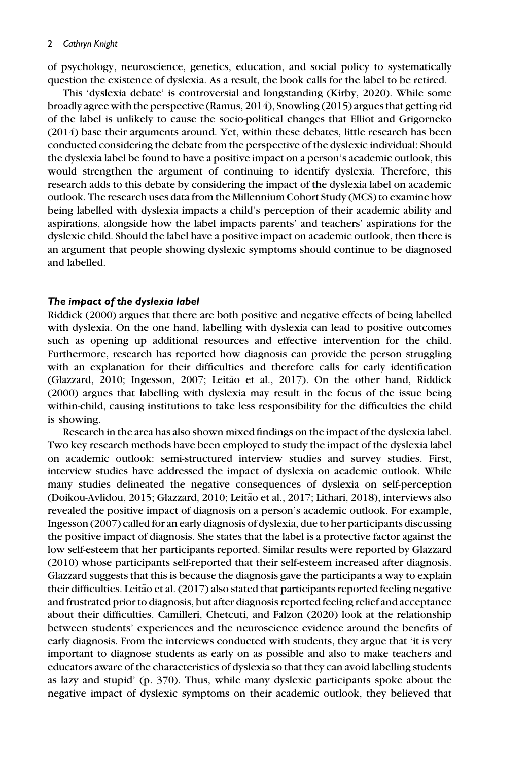of psychology, neuroscience, genetics, education, and social policy to systematically question the existence of dyslexia. As a result, the book calls for the label to be retired.

This 'dyslexia debate' is controversial and longstanding (Kirby, 2020). While some broadly agree with the perspective (Ramus, 2014), Snowling (2015) argues that getting rid of the label is unlikely to cause the socio-political changes that Elliot and Grigorneko (2014) base their arguments around. Yet, within these debates, little research has been conducted considering the debate from the perspective of the dyslexic individual: Should the dyslexia label be found to have a positive impact on a person's academic outlook, this would strengthen the argument of continuing to identify dyslexia. Therefore, this research adds to this debate by considering the impact of the dyslexia label on academic outlook. The research uses data from the Millennium Cohort Study (MCS) to examine how being labelled with dyslexia impacts a child's perception of their academic ability and aspirations, alongside how the label impacts parents' and teachers' aspirations for the dyslexic child. Should the label have a positive impact on academic outlook, then there is an argument that people showing dyslexic symptoms should continue to be diagnosed and labelled.

### *The impact of the dyslexia label*

Riddick (2000) argues that there are both positive and negative effects of being labelled with dyslexia. On the one hand, labelling with dyslexia can lead to positive outcomes such as opening up additional resources and effective intervention for the child. Furthermore, research has reported how diagnosis can provide the person struggling with an explanation for their difficulties and therefore calls for early identification (Glazzard, 2010; Ingesson, 2007; Leitão et al., 2017). On the other hand, Riddick (2000) argues that labelling with dyslexia may result in the focus of the issue being within-child, causing institutions to take less responsibility for the difficulties the child is showing.

Research in the area has also shown mixed findings on the impact of the dyslexia label. Two key research methods have been employed to study the impact of the dyslexia label on academic outlook: semi-structured interview studies and survey studies. First, interview studies have addressed the impact of dyslexia on academic outlook. While many studies delineated the negative consequences of dyslexia on self-perception (Doikou-Avlidou, 2015; Glazzard, 2010; Leitão et al., 2017; Lithari, 2018), interviews also revealed the positive impact of diagnosis on a person's academic outlook. For example, Ingesson (2007) called for an early diagnosis of dyslexia, due to her participants discussing the positive impact of diagnosis. She states that the label is a protective factor against the low self-esteem that her participants reported. Similar results were reported by Glazzard (2010) whose participants self-reported that their self-esteem increased after diagnosis. Glazzard suggests that this is because the diagnosis gave the participants a way to explain their difficulties. Leitão et al. (2017) also stated that participants reported feeling negative and frustrated prior to diagnosis, but after diagnosis reported feeling relief and acceptance about their difficulties. Camilleri, Chetcuti, and Falzon (2020) look at the relationship between students' experiences and the neuroscience evidence around the benefits of early diagnosis. From the interviews conducted with students, they argue that 'it is very important to diagnose students as early on as possible and also to make teachers and educators aware of the characteristics of dyslexia so that they can avoid labelling students as lazy and stupid' (p. 370). Thus, while many dyslexic participants spoke about the negative impact of dyslexic symptoms on their academic outlook, they believed that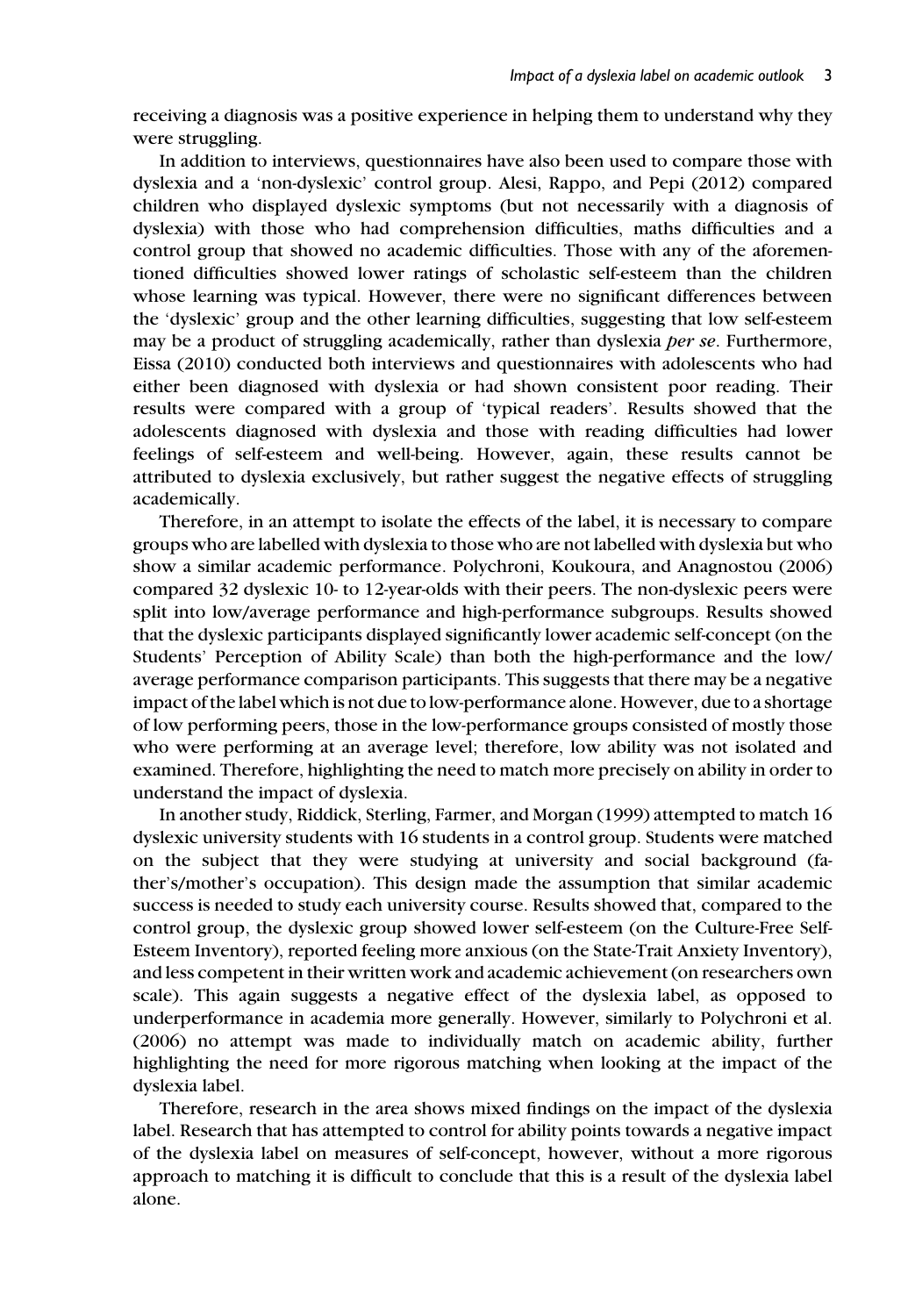receiving a diagnosis was a positive experience in helping them to understand why they were struggling.

In addition to interviews, questionnaires have also been used to compare those with dyslexia and a 'non-dyslexic' control group. Alesi, Rappo, and Pepi (2012) compared children who displayed dyslexic symptoms (but not necessarily with a diagnosis of dyslexia) with those who had comprehension difficulties, maths difficulties and a control group that showed no academic difficulties. Those with any of the aforementioned difficulties showed lower ratings of scholastic self-esteem than the children whose learning was typical. However, there were no significant differences between the 'dyslexic' group and the other learning difficulties, suggesting that low self-esteem may be a product of struggling academically, rather than dyslexia *per se*. Furthermore, Eissa (2010) conducted both interviews and questionnaires with adolescents who had either been diagnosed with dyslexia or had shown consistent poor reading. Their results were compared with a group of 'typical readers'. Results showed that the adolescents diagnosed with dyslexia and those with reading difficulties had lower feelings of self-esteem and well-being. However, again, these results cannot be attributed to dyslexia exclusively, but rather suggest the negative effects of struggling academically.

Therefore, in an attempt to isolate the effects of the label, it is necessary to compare groups who are labelled with dyslexia to those who are not labelled with dyslexia but who show a similar academic performance. Polychroni, Koukoura, and Anagnostou (2006) compared 32 dyslexic 10- to 12-year-olds with their peers. The non-dyslexic peers were split into low/average performance and high-performance subgroups. Results showed that the dyslexic participants displayed significantly lower academic self-concept (on the Students' Perception of Ability Scale) than both the high-performance and the low/average performance comparison participants. This suggests that there may be a negative impact of the label which is not due to low-performance alone. However, due to a shortage of low performing peers, those in the low-performance groups consisted of mostly those who were performing at an average level; therefore, low ability was not isolated and examined. Therefore, highlighting the need to match more precisely on ability in order to understand the impact of dyslexia.

In another study, Riddick, Sterling, Farmer, and Morgan (1999) attempted to match 16 dyslexic university students with 16 students in a control group. Students were matched on the subject that they were studying at university and social background (father's/mother's occupation). This design made the assumption that similar academic success is needed to study each university course. Results showed that, compared to the control group, the dyslexic group showed lower self-esteem (on the Culture-Free Self-Esteem Inventory), reported feeling more anxious (on the State-Trait Anxiety Inventory), and less competent in their written work and academic achievement (on researchers own scale). This again suggests a negative effect of the dyslexia label, as opposed to underperformance in academia more generally. However, similarly to Polychroni et al. (2006) no attempt was made to individually match on academic ability, further highlighting the need for more rigorous matching when looking at the impact of the dyslexia label.

Therefore, research in the area shows mixed findings on the impact of the dyslexia label. Research that has attempted to control for ability points towards a negative impact of the dyslexia label on measures of self-concept, however, without a more rigorous approach to matching it is difficult to conclude that this is a result of the dyslexia label alone.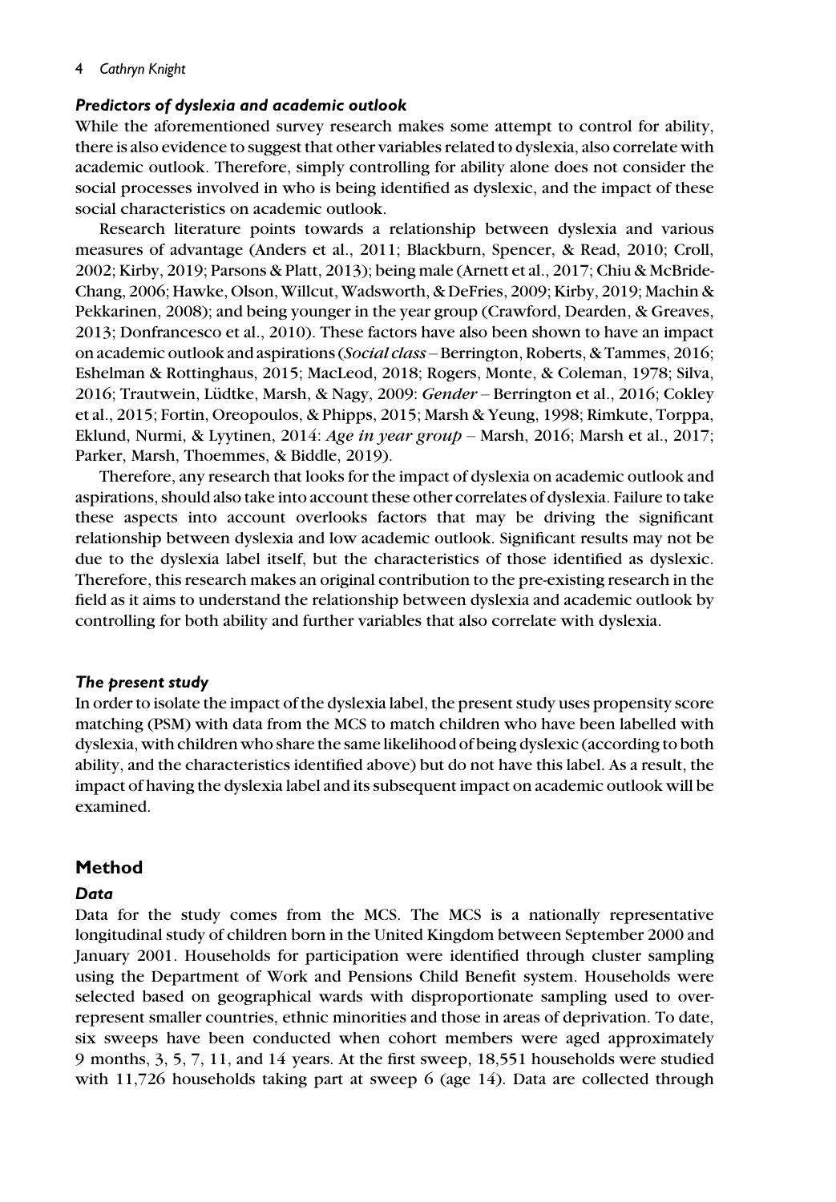### *Predictors of dyslexia and academic outlook*

While the aforementioned survey research makes some attempt to control for ability, there is also evidence to suggest that other variables related to dyslexia, also correlate with academic outlook. Therefore, simply controlling for ability alone does not consider the social processes involved in who is being identified as dyslexic, and the impact of these social characteristics on academic outlook.

Research literature points towards a relationship between dyslexia and various measures of advantage (Anders et al., 2011; Blackburn, Spencer, & Read, 2010; Croll, 2002; Kirby, 2019; Parsons & Platt, 2013); being male (Arnett et al., 2017; Chiu & McBride-Chang, 2006; Hawke, Olson, Willcut, Wadsworth, & DeFries, 2009; Kirby, 2019; Machin & Pekkarinen, 2008); and being younger in the year group (Crawford, Dearden, & Greaves, 2013; Donfrancesco et al., 2010). These factors have also been shown to have an impact on academic outlook and aspirations (*Social class* – Berrington, Roberts, & Tammes, 2016; Eshelman & Rottinghaus, 2015; MacLeod, 2018; Rogers, Monte, & Coleman, 1978; Silva, 2016; Trautwein, Lüdtke, Marsh, & Nagy, 2009: *Gender* – Berrington et al., 2016; Cokley et al., 2015; Fortin, Oreopoulos, & Phipps, 2015; Marsh & Yeung, 1998; Rimkute, Torppa, Eklund, Nurmi, & Lyytinen, 2014: *Age in year group* – Marsh, 2016; Marsh et al., 2017; Parker, Marsh, Thoemmes, & Biddle, 2019).

Therefore, any research that looks for the impact of dyslexia on academic outlook and aspirations, should also take into account these other correlates of dyslexia. Failure to take these aspects into account overlooks factors that may be driving the significant relationship between dyslexia and low academic outlook. Significant results may not be due to the dyslexia label itself, but the characteristics of those identified as dyslexic. Therefore, this research makes an original contribution to the pre-existing research in the field as it aims to understand the relationship between dyslexia and academic outlook by controlling for both ability and further variables that also correlate with dyslexia.

### *The present study*

In order to isolate the impact of the dyslexia label, the present study uses propensity score matching (PSM) with data from the MCS to match children who have been labelled with dyslexia, with children who share the same likelihood of being dyslexic (according to both ability, and the characteristics identified above) but do not have this label. As a result, the impact of having the dyslexia label and its subsequent impact on academic outlook will be examined.

## Method

### *Data*

Data for the study comes from the MCS. The MCS is a nationally representative longitudinal study of children born in the United Kingdom between September 2000 and January 2001. Households for participation were identified through cluster sampling using the Department of Work and Pensions Child Benefit system. Households were selected based on geographical wards with disproportionate sampling used to over-represent smaller countries, ethnic minorities and those in areas of deprivation. To date, six sweeps have been conducted when cohort members were aged approximately 9 months, 3, 5, 7, 11, and 14 years. At the first sweep, 18,551 households were studied with 11,726 households taking part at sweep 6 (age 14). Data are collected through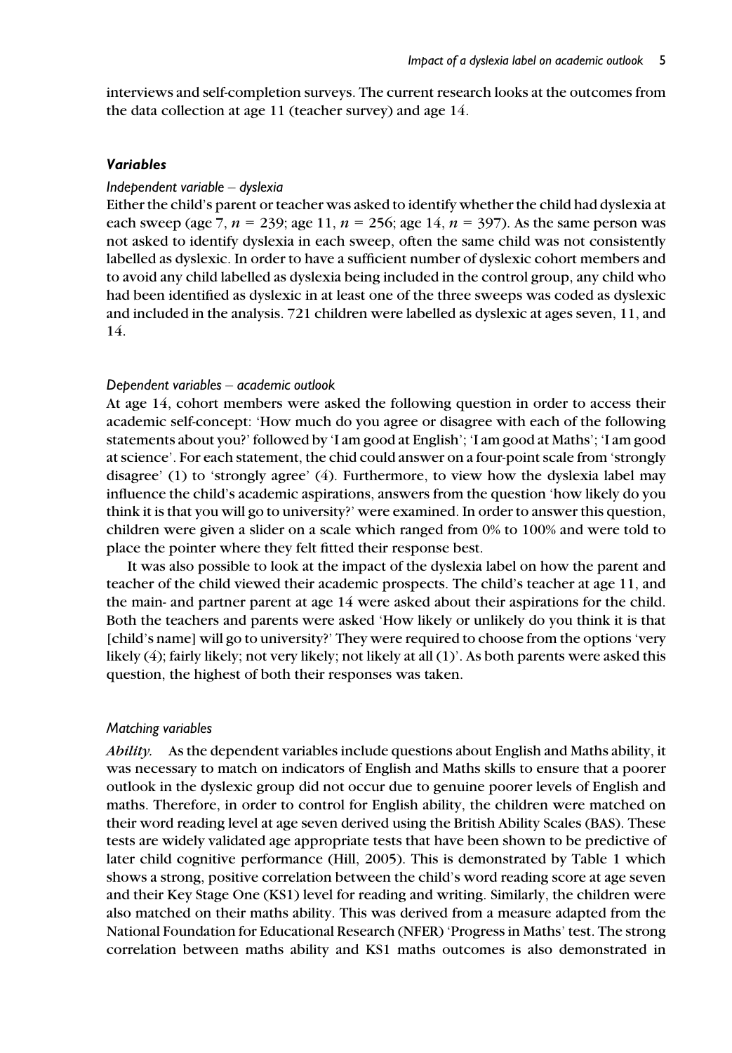interviews and self-completion surveys. The current research looks at the outcomes from the data collection at age 11 (teacher survey) and age 14.

### *Variables*

#### *Independent variable – dyslexia*

Either the child's parent or teacher was asked to identify whether the child had dyslexia at each sweep (age 7, $n$ = 239; age 11, $n$ = 256; age 14, $n$ = 397). As the same person was not asked to identify dyslexia in each sweep, often the same child was not consistently labelled as dyslexic. In order to have a sufficient number of dyslexic cohort members and to avoid any child labelled as dyslexia being included in the control group, any child who had been identified as dyslexic in at least one of the three sweeps was coded as dyslexic and included in the analysis. 721 children were labelled as dyslexic at ages seven, 11, and 14.

#### *Dependent variables – academic outlook*

At age 14, cohort members were asked the following question in order to access their academic self-concept: 'How much do you agree or disagree with each of the following statements about you?' followed by 'I am good at English'; 'I am good at Maths'; 'I am good at science'. For each statement, the child could answer on a four-point scale from 'strongly disagree' (1) to 'strongly agree' (4). Furthermore, to view how the dyslexia label may influence the child's academic aspirations, answers from the question 'how likely do you think it is that you will go to university?' were examined. In order to answer this question, children were given a slider on a scale which ranged from 0% to 100% and were told to place the pointer where they felt fitted their response best.

It was also possible to look at the impact of the dyslexia label on how the parent and teacher of the child viewed their academic prospects. The child's teacher at age 11, and the main- and partner parent at age 14 were asked about their aspirations for the child. Both the teachers and parents were asked 'How likely or unlikely do you think it is that [child's name] will go to university?' They were required to choose from the options 'very likely (4); fairly likely; not very likely; not likely at all (1)'. As both parents were asked this question, the highest of both their responses was taken.

#### *Matching variables*

*Ability.* As the dependent variables include questions about English and Maths ability, it was necessary to match on indicators of English and Maths skills to ensure that a poorer outlook in the dyslexic group did not occur due to genuine poorer levels of English and maths. Therefore, in order to control for English ability, the children were matched on their word reading level at age seven derived using the British Ability Scales (BAS). These tests are widely validated age appropriate tests that have been shown to be predictive of later child cognitive performance (Hill, 2005). This is demonstrated by Table 1 which shows a strong, positive correlation between the child's word reading score at age seven and their Key Stage One (KS1) level for reading and writing. Similarly, the children were also matched on their maths ability. This was derived from a measure adapted from the National Foundation for Educational Research (NFER) 'Progress in Maths' test. The strong correlation between maths ability and KS1 maths outcomes is also demonstrated in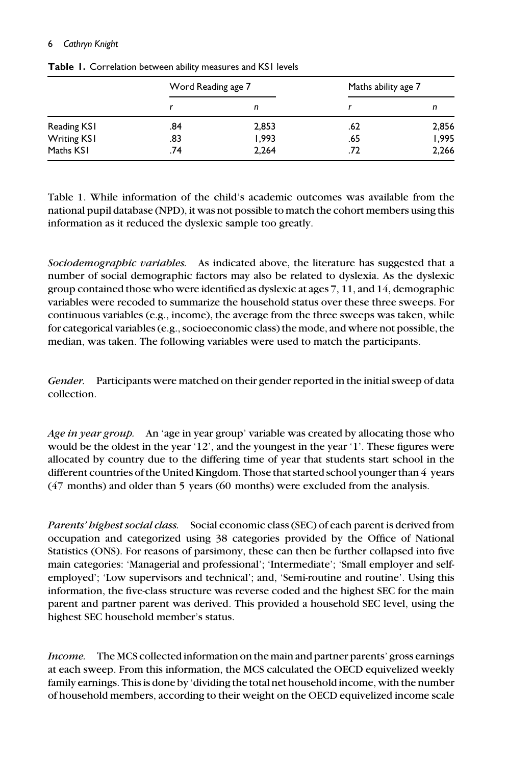**Table 1.** Correlation between ability measures and KS1 levels

| | Word Reading age 7 | | Maths ability age 7 | |
|---|---|---|---|---|
| | *r* | *n* | *r* | *n* |
| Reading KS1 | .84 | 2,853 | .62 | 2,856 |
| Writing KS1 | .83 | 1,993 | .65 | 1,995 |
| Maths KS1 | .74 | 2,264 | .72 | 2,266 |

Table 1. While information of the child's academic outcomes was available from the national pupil database (NPD), it was not possible to match the cohort members using this information as it reduced the dyslexic sample too greatly.

*Sociodemographic variables.* As indicated above, the literature has suggested that a number of social demographic factors may also be related to dyslexia. As the dyslexic group contained those who were identified as dyslexic at ages 7, 11, and 14, demographic variables were recoded to summarize the household status over these three sweeps. For continuous variables (e.g., income), the average from the three sweeps was taken, while for categorical variables (e.g., socioeconomic class) the mode, and where not possible, the median, was taken. The following variables were used to match the participants.

*Gender.* Participants were matched on their gender reported in the initial sweep of data collection.

*Age in year group.* An 'age in year group' variable was created by allocating those who would be the oldest in the year '12', and the youngest in the year '1'. These figures were allocated by country due to the differing time of year that students start school in the different countries of the United Kingdom. Those that started school younger than 4 years (47 months) and older than 5 years (60 months) were excluded from the analysis.

*Parents' highest social class.* Social economic class (SEC) of each parent is derived from occupation and categorized using 38 categories provided by the Office of National Statistics (ONS). For reasons of parsimony, these can then be further collapsed into five main categories: 'Managerial and professional'; 'Intermediate'; 'Small employer and self-employed'; 'Low supervisors and technical'; and, 'Semi-routine and routine'. Using this information, the five-class structure was reverse coded and the highest SEC for the main parent and partner parent was derived. This provided a household SEC level, using the highest SEC household member's status.

*Income.* The MCS collected information on the main and partner parents' gross earnings at each sweep. From this information, the MCS calculated the OECD equivelized weekly family earnings. This is done by 'dividing the total net household income, with the number of household members, according to their weight on the OECD equivelized income scale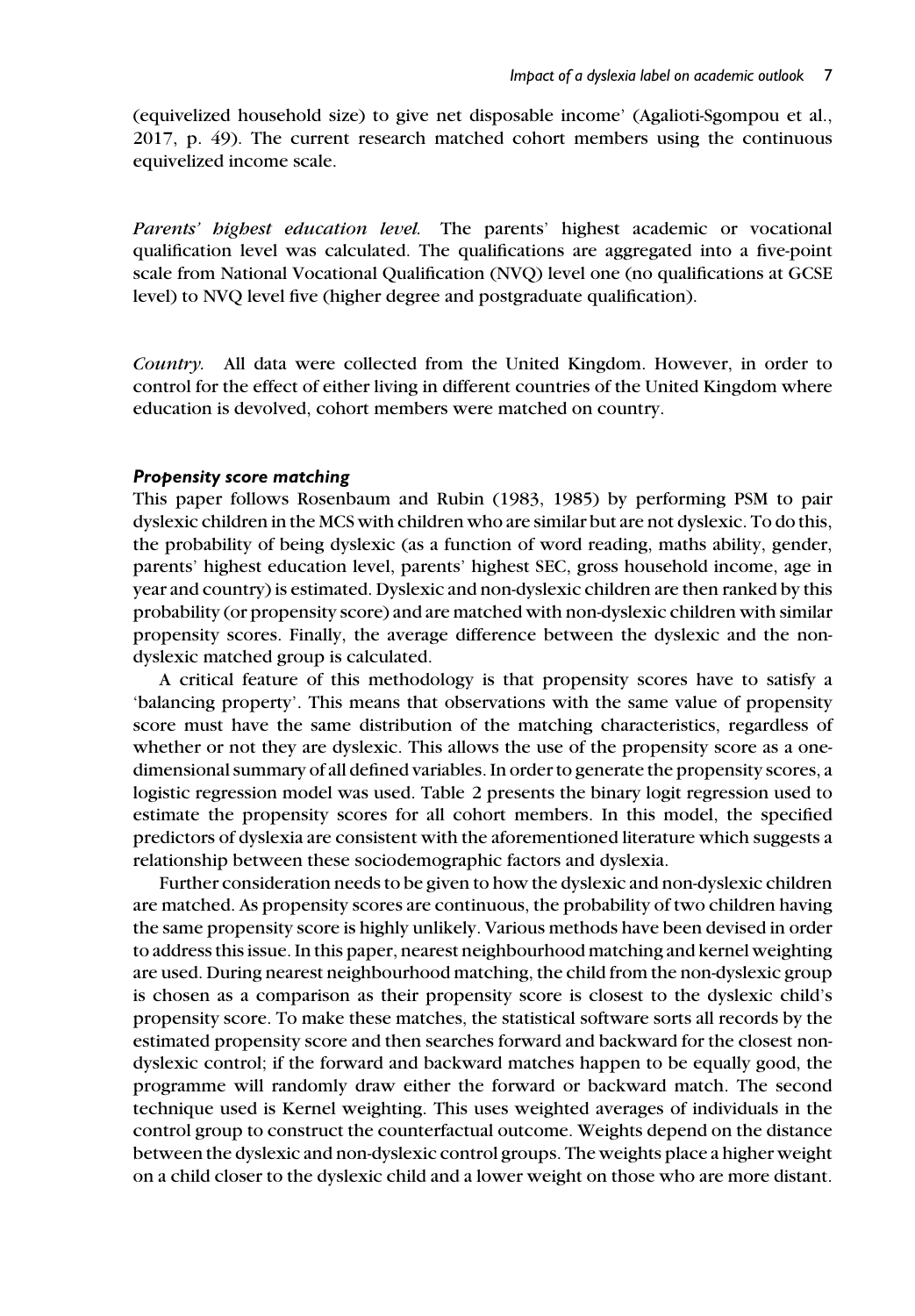(equivelized household size) to give net disposable income' (Agalioti-Sgompou et al., 2017, p. 49). The current research matched cohort members using the continuous equivelized income scale.

*Parents' highest education level.* The parents' highest academic or vocational qualification level was calculated. The qualifications are aggregated into a five-point scale from National Vocational Qualification (NVQ) level one (no qualifications at GCSE level) to NVQ level five (higher degree and postgraduate qualification).

*Country.* All data were collected from the United Kingdom. However, in order to control for the effect of either living in different countries of the United Kingdom where education is devolved, cohort members were matched on country.

### *Propensity score matching*

This paper follows Rosenbaum and Rubin (1983, 1985) by performing PSM to pair dyslexic children in the MCS with children who are similar but are not dyslexic. To do this, the probability of being dyslexic (as a function of word reading, maths ability, gender, parents' highest education level, parents' highest SEC, gross household income, age in year and country) is estimated. Dyslexic and non-dyslexic children are then ranked by this probability (or propensity score) and are matched with non-dyslexic children with similar propensity scores. Finally, the average difference between the dyslexic and the non-dyslexic matched group is calculated.

A critical feature of this methodology is that propensity scores have to satisfy a 'balancing property'. This means that observations with the same value of propensity score must have the same distribution of the matching characteristics, regardless of whether or not they are dyslexic. This allows the use of the propensity score as a one-dimensional summary of all defined variables. In order to generate the propensity scores, a logistic regression model was used. Table 2 presents the binary logit regression used to estimate the propensity scores for all cohort members. In this model, the specified predictors of dyslexia are consistent with the aforementioned literature which suggests a relationship between these sociodemographic factors and dyslexia.

Further consideration needs to be given to how the dyslexic and non-dyslexic children are matched. As propensity scores are continuous, the probability of two children having the same propensity score is highly unlikely. Various methods have been devised in order to address this issue. In this paper, nearest neighbourhood matching and kernel weighting are used. During nearest neighbourhood matching, the child from the non-dyslexic group is chosen as a comparison as their propensity score is closest to the dyslexic child's propensity score. To make these matches, the statistical software sorts all records by the estimated propensity score and then searches forward and backward for the closest non-dyslexic control; if the forward and backward matches happen to be equally good, the programme will randomly draw either the forward or backward match. The second technique used is Kernel weighting. This uses weighted averages of individuals in the control group to construct the counterfactual outcome. Weights depend on the distance between the dyslexic and non-dyslexic control groups. The weights place a higher weight on a child closer to the dyslexic child and a lower weight on those who are more distant.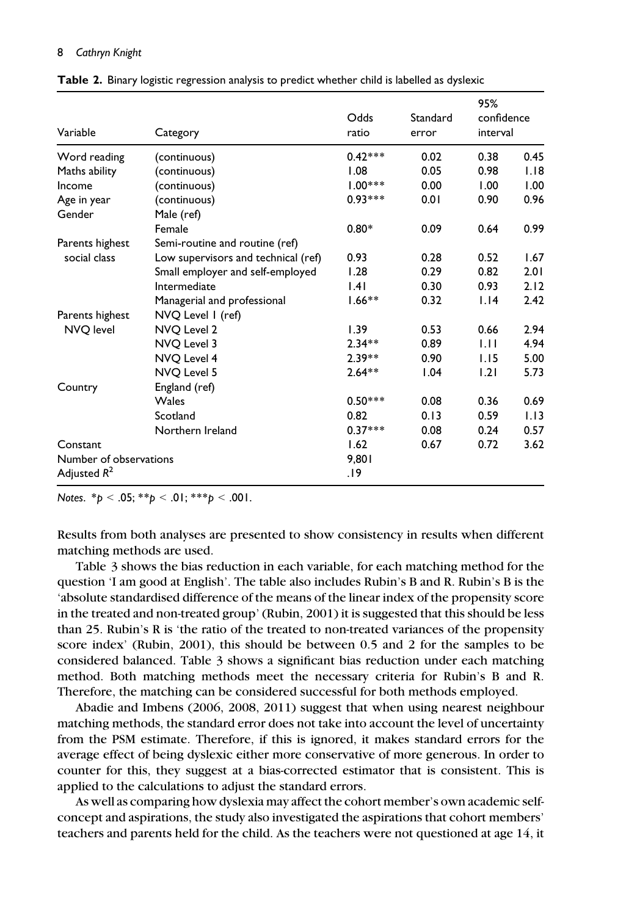**Table 2.** Binary logistic regression analysis to predict whether child is labelled as dyslexic

| Variable | Category | Odds ratio | Standard error | 95% confidence interval | |
|---|---|---|---|---|---|
| Word reading | (continuous) | 0.42*** | 0.02 | 0.38 | 0.45 |
| Maths ability | (continuous) | 1.08 | 0.05 | 0.98 | 1.18 |
| Income | (continuous) | 1.00*** | 0.00 | 1.00 | 1.00 |
| Age in year | (continuous) | 0.93*** | 0.01 | 0.90 | 0.96 |
| Gender | Male (ref) | | | | |
| | Female | 0.80* | 0.09 | 0.64 | 0.99 |
| Parents highest social class | Semi-routine and routine (ref) | | | | |
| | Low supervisors and technical (ref) | 0.93 | 0.28 | 0.52 | 1.67 |
| | Small employer and self-employed | 1.28 | 0.29 | 0.82 | 2.01 |
| | Intermediate | 1.41 | 0.30 | 0.93 | 2.12 |
| | Managerial and professional | 1.66** | 0.32 | 1.14 | 2.42 |
| Parents highest NVQ level | NVQ Level 1 (ref) | | | | |
| | NVQ Level 2 | 1.39 | 0.53 | 0.66 | 2.94 |
| | NVQ Level 3 | 2.34** | 0.89 | 1.11 | 4.94 |
| | NVQ Level 4 | 2.39** | 0.90 | 1.15 | 5.00 |
| | NVQ Level 5 | 2.64** | 1.04 | 1.21 | 5.73 |
| Country | England (ref) | | | | |
| | Wales | 0.50*** | 0.08 | 0.36 | 0.69 |
| | Scotland | 0.82 | 0.13 | 0.59 | 1.13 |
| | Northern Ireland | 0.37*** | 0.08 | 0.24 | 0.57 |
| Constant | | 1.62 | 0.67 | 0.72 | 3.62 |
| Number of observations | | 9,801 | | | |
| Adjusted $R^2$ | | .19 | | | |

*Notes.* $*p < .05$; $**p < .01$; $***p < .001$.

Results from both analyses are presented to show consistency in results when different matching methods are used.

Table 3 shows the bias reduction in each variable, for each matching method for the question 'I am good at English'. The table also includes Rubin's B and R. Rubin's B is the 'absolute standardised difference of the means of the linear index of the propensity score in the treated and non-treated group' (Rubin, 2001) it is suggested that this should be less than 25. Rubin's R is 'the ratio of the treated to non-treated variances of the propensity score index' (Rubin, 2001), this should be between 0.5 and 2 for the samples to be considered balanced. Table 3 shows a significant bias reduction under each matching method. Both matching methods meet the necessary criteria for Rubin's B and R. Therefore, the matching can be considered successful for both methods employed.

Abadie and Imbens (2006, 2008, 2011) suggest that when using nearest neighbour matching methods, the standard error does not take into account the level of uncertainty from the PSM estimate. Therefore, if this is ignored, it makes standard errors for the average effect of being dyslexic either more conservative of more generous. In order to counter for this, they suggest at a bias-corrected estimator that is consistent. This is applied to the calculations to adjust the standard errors.

As well as comparing how dyslexia may affect the cohort member's own academic self-concept and aspirations, the study also investigated the aspirations that cohort members' teachers and parents held for the child. As the teachers were not questioned at age 14, it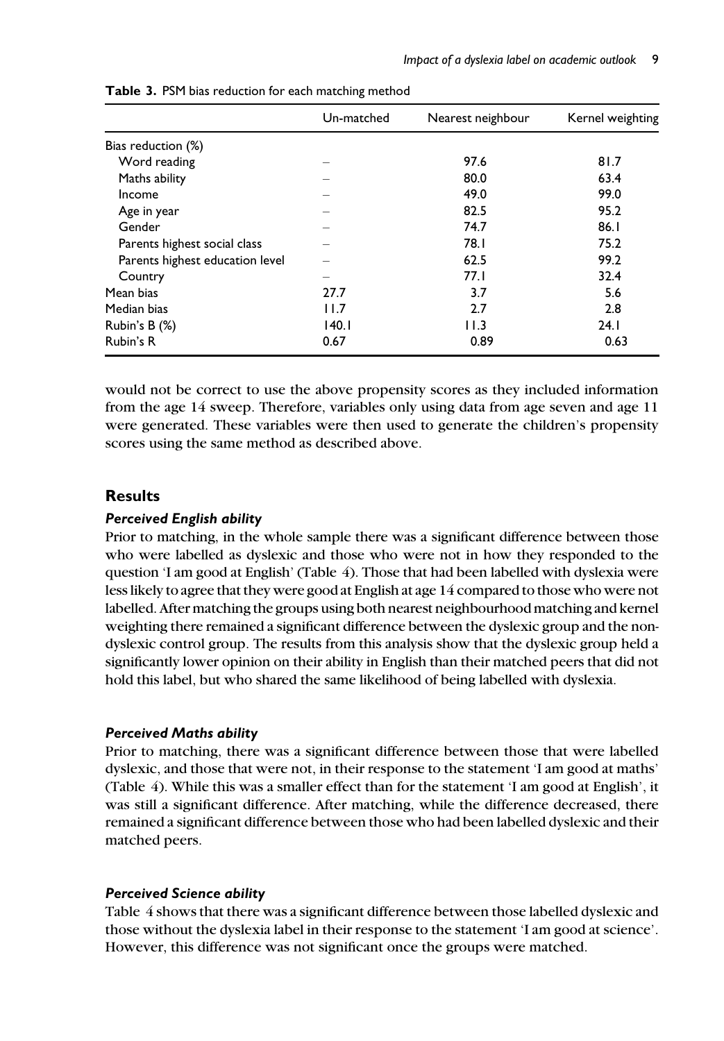**Table 3.** PSM bias reduction for each matching method

| | Un-matched | Nearest neighbour | Kernel weighting |
|---|---|---|---|
| Bias reduction (%) | | | |
| Word reading | – | 97.6 | 81.7 |
| Maths ability | – | 80.0 | 63.4 |
| Income | – | 49.0 | 99.0 |
| Age in year | – | 82.5 | 95.2 |
| Gender | – | 74.7 | 86.1 |
| Parents highest social class | – | 78.1 | 75.2 |
| Parents highest education level | – | 62.5 | 99.2 |
| Country | – | 77.1 | 32.4 |
| Mean bias | 27.7 | 3.7 | 5.6 |
| Median bias | 11.7 | 2.7 | 2.8 |
| Rubin's B (%) | 140.1 | 11.3 | 24.1 |
| Rubin's R | 0.67 | 0.89 | 0.63 |

would not be correct to use the above propensity scores as they included information from the age 14 sweep. Therefore, variables only using data from age seven and age 11 were generated. These variables were then used to generate the children's propensity scores using the same method as described above.

## Results

### *Perceived English ability*

Prior to matching, in the whole sample there was a significant difference between those who were labelled as dyslexic and those who were not in how they responded to the question 'I am good at English' (Table 4). Those that had been labelled with dyslexia were less likely to agree that they were good at English at age 14 compared to those who were not labelled. After matching the groups using both nearest neighbourhood matching and kernel weighting there remained a significant difference between the dyslexic group and the non-dyslexic control group. The results from this analysis show that the dyslexic group held a significantly lower opinion on their ability in English than their matched peers that did not hold this label, but who shared the same likelihood of being labelled with dyslexia.

### *Perceived Maths ability*

Prior to matching, there was a significant difference between those that were labelled dyslexic, and those that were not, in their response to the statement 'I am good at maths' (Table 4). While this was a smaller effect than for the statement 'I am good at English', it was still a significant difference. After matching, while the difference decreased, there remained a significant difference between those who had been labelled dyslexic and their matched peers.

### *Perceived Science ability*

Table 4 shows that there was a significant difference between those labelled dyslexic and those without the dyslexia label in their response to the statement 'I am good at science'. However, this difference was not significant once the groups were matched.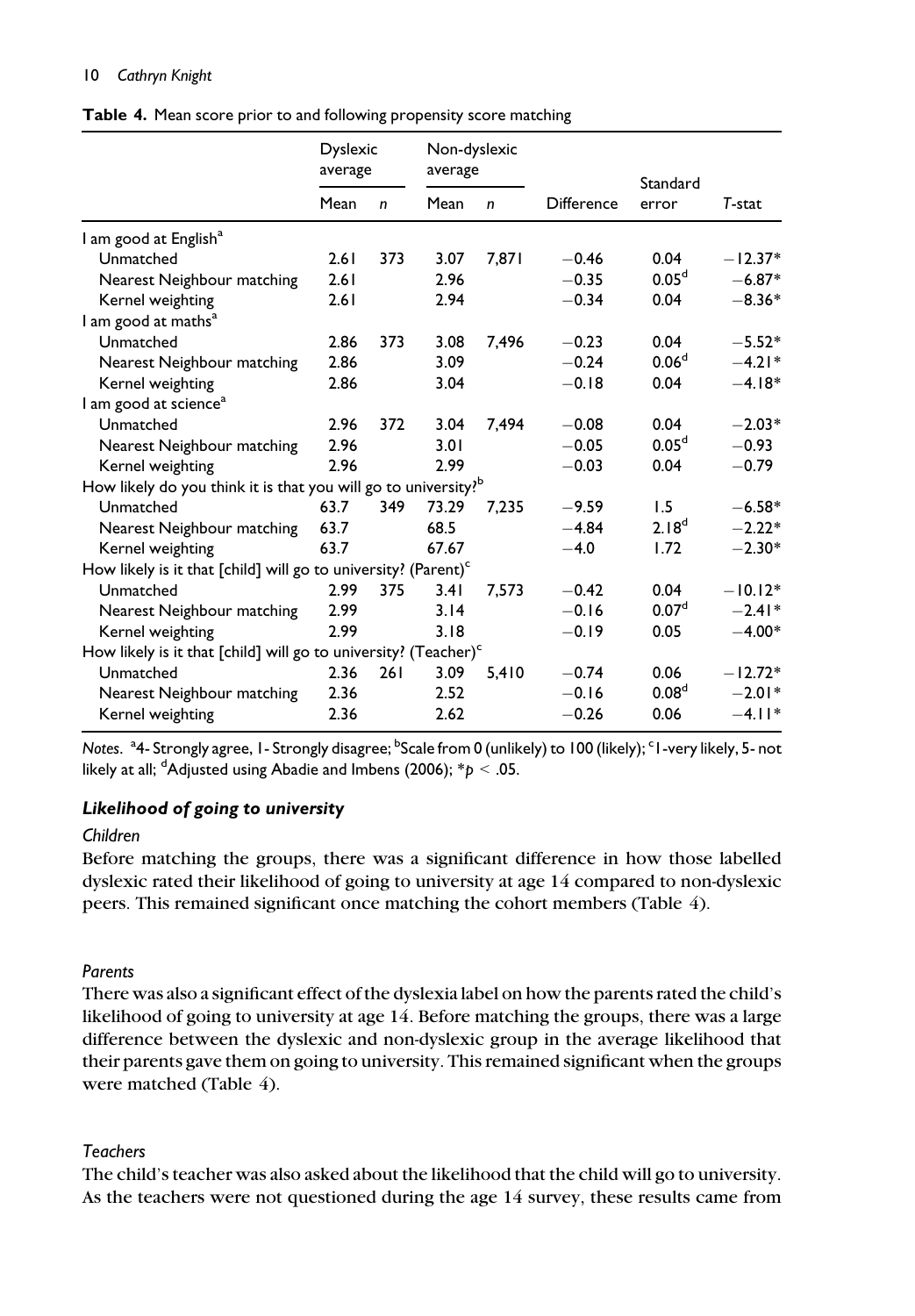**Table 4.** Mean score prior to and following propensity score matching

| | Dyslexic average | | Non-dyslexic average | | | | |
|---|---|---|---|---|---|---|---|
| | Mean | $n$ | Mean | $n$ | Difference | Standard error | $T$-stat |
| I am good at English[a] | | | | | | | |
| Unmatched | 2.61 | 373 | 3.07 | 7,871 | −0.46 | 0.04 | −12.37* |
| Nearest Neighbour matching | 2.61 | | 2.96 | | −0.35 | 0.05[d] | −6.87* |
| Kernel weighting | 2.61 | | 2.94 | | −0.34 | 0.04 | −8.36* |
| I am good at maths[a] | | | | | | | |
| Unmatched | 2.86 | 373 | 3.08 | 7,496 | −0.23 | 0.04 | −5.52* |
| Nearest Neighbour matching | 2.86 | | 3.09 | | −0.24 | 0.06[d] | −4.21* |
| Kernel weighting | 2.86 | | 3.04 | | −0.18 | 0.04 | −4.18* |
| I am good at science[a] | | | | | | | |
| Unmatched | 2.96 | 372 | 3.04 | 7,494 | −0.08 | 0.04 | −2.03* |
| Nearest Neighbour matching | 2.96 | | 3.01 | | −0.05 | 0.05[d] | −0.93 |
| Kernel weighting | 2.96 | | 2.99 | | −0.03 | 0.04 | −0.79 |
| How likely do you think it is that you will go to university?[b] | | | | | | | |
| Unmatched | 63.7 | 349 | 73.29 | 7,235 | −9.59 | 1.5 | −6.58* |
| Nearest Neighbour matching | 63.7 | | 68.5 | | −4.84 | 2.18[d] | −2.22* |
| Kernel weighting | 63.7 | | 67.67 | | −4.0 | 1.72 | −2.30* |
| How likely is it that [child] will go to university? (Parent)[c] | | | | | | | |
| Unmatched | 2.99 | 375 | 3.41 | 7,573 | −0.42 | 0.04 | −10.12* |
| Nearest Neighbour matching | 2.99 | | 3.14 | | −0.16 | 0.07[d] | −2.41* |
| Kernel weighting | 2.99 | | 3.18 | | −0.19 | 0.05 | −4.00* |
| How likely is it that [child] will go to university? (Teacher)[c] | | | | | | | |
| Unmatched | 2.36 | 261 | 3.09 | 5,410 | −0.74 | 0.06 | −12.72* |
| Nearest Neighbour matching | 2.36 | | 2.52 | | −0.16 | 0.08[d] | −2.01* |
| Kernel weighting | 2.36 | | 2.62 | | −0.26 | 0.06 | −4.11* |

*Notes.* [a]4- Strongly agree, 1- Strongly disagree; [b]Scale from 0 (unlikely) to 100 (likely); [c]1-very likely, 5- not likely at all; [d]Adjusted using Abadie and Imbens (2006); $*p < .05$.

### *Likelihood of going to university*

*Children*

Before matching the groups, there was a significant difference in how those labelled dyslexic rated their likelihood of going to university at age 14 compared to non-dyslexic peers. This remained significant once matching the cohort members (Table 4).

*Parents*

There was also a significant effect of the dyslexia label on how the parents rated the child's likelihood of going to university at age 14. Before matching the groups, there was a large difference between the dyslexic and non-dyslexic group in the average likelihood that their parents gave them on going to university. This remained significant when the groups were matched (Table 4).

*Teachers*

The child's teacher was also asked about the likelihood that the child will go to university. As the teachers were not questioned during the age 14 survey, these results came from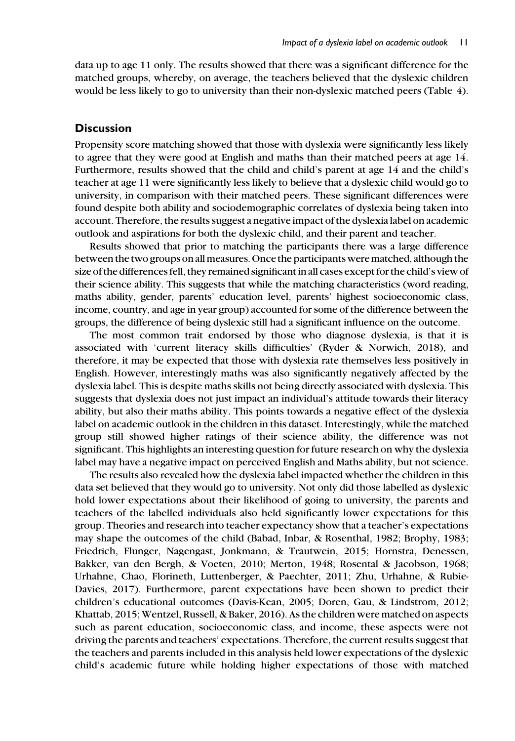data up to age 11 only. The results showed that there was a significant difference for the matched groups, whereby, on average, the teachers believed that the dyslexic children would be less likely to go to university than their non-dyslexic matched peers (Table 4).

## Discussion

Propensity score matching showed that those with dyslexia were significantly less likely to agree that they were good at English and maths than their matched peers at age 14. Furthermore, results showed that the child and child's parent at age 14 and the child's teacher at age 11 were significantly less likely to believe that a dyslexic child would go to university, in comparison with their matched peers. These significant differences were found despite both ability and sociodemographic correlates of dyslexia being taken into account. Therefore, the results suggest a negative impact of the dyslexia label on academic outlook and aspirations for both the dyslexic child, and their parent and teacher.

Results showed that prior to matching the participants there was a large difference between the two groups on all measures. Once the participants were matched, although the size of the differences fell, they remained significant in all cases except for the child's view of their science ability. This suggests that while the matching characteristics (word reading, maths ability, gender, parents' education level, parents' highest socioeconomic class, income, country, and age in year group) accounted for some of the difference between the groups, the difference of being dyslexic still had a significant influence on the outcome.

The most common trait endorsed by those who diagnose dyslexia, is that it is associated with 'current literacy skills difficulties' (Ryder & Norwich, 2018), and therefore, it may be expected that those with dyslexia rate themselves less positively in English. However, interestingly maths was also significantly negatively affected by the dyslexia label. This is despite maths skills not being directly associated with dyslexia. This suggests that dyslexia does not just impact an individual's attitude towards their literacy ability, but also their maths ability. This points towards a negative effect of the dyslexia label on academic outlook in the children in this dataset. Interestingly, while the matched group still showed higher ratings of their science ability, the difference was not significant. This highlights an interesting question for future research on why the dyslexia label may have a negative impact on perceived English and Maths ability, but not science.

The results also revealed how the dyslexia label impacted whether the children in this data set believed that they would go to university. Not only did those labelled as dyslexic hold lower expectations about their likelihood of going to university, the parents and teachers of the labelled individuals also held significantly lower expectations for this group. Theories and research into teacher expectancy show that a teacher's expectations may shape the outcomes of the child (Babad, Inbar, & Rosenthal, 1982; Brophy, 1983; Friedrich, Flunger, Nagengast, Jonkmann, & Trautwein, 2015; Hornstra, Denessen, Bakker, van den Bergh, & Voeten, 2010; Merton, 1948; Rosental & Jacobson, 1968; Urhahne, Chao, Florineth, Luttenberger, & Paechter, 2011; Zhu, Urhahne, & Rubie-Davies, 2017). Furthermore, parent expectations have been shown to predict their children's educational outcomes (Davis-Kean, 2005; Doren, Gau, & Lindstrom, 2012; Khattab, 2015; Wentzel, Russell, & Baker, 2016). As the children were matched on aspects such as parent education, socioeconomic class, and income, these aspects were not driving the parents and teachers' expectations. Therefore, the current results suggest that the teachers and parents included in this analysis held lower expectations of the dyslexic child's academic future while holding higher expectations of those with matched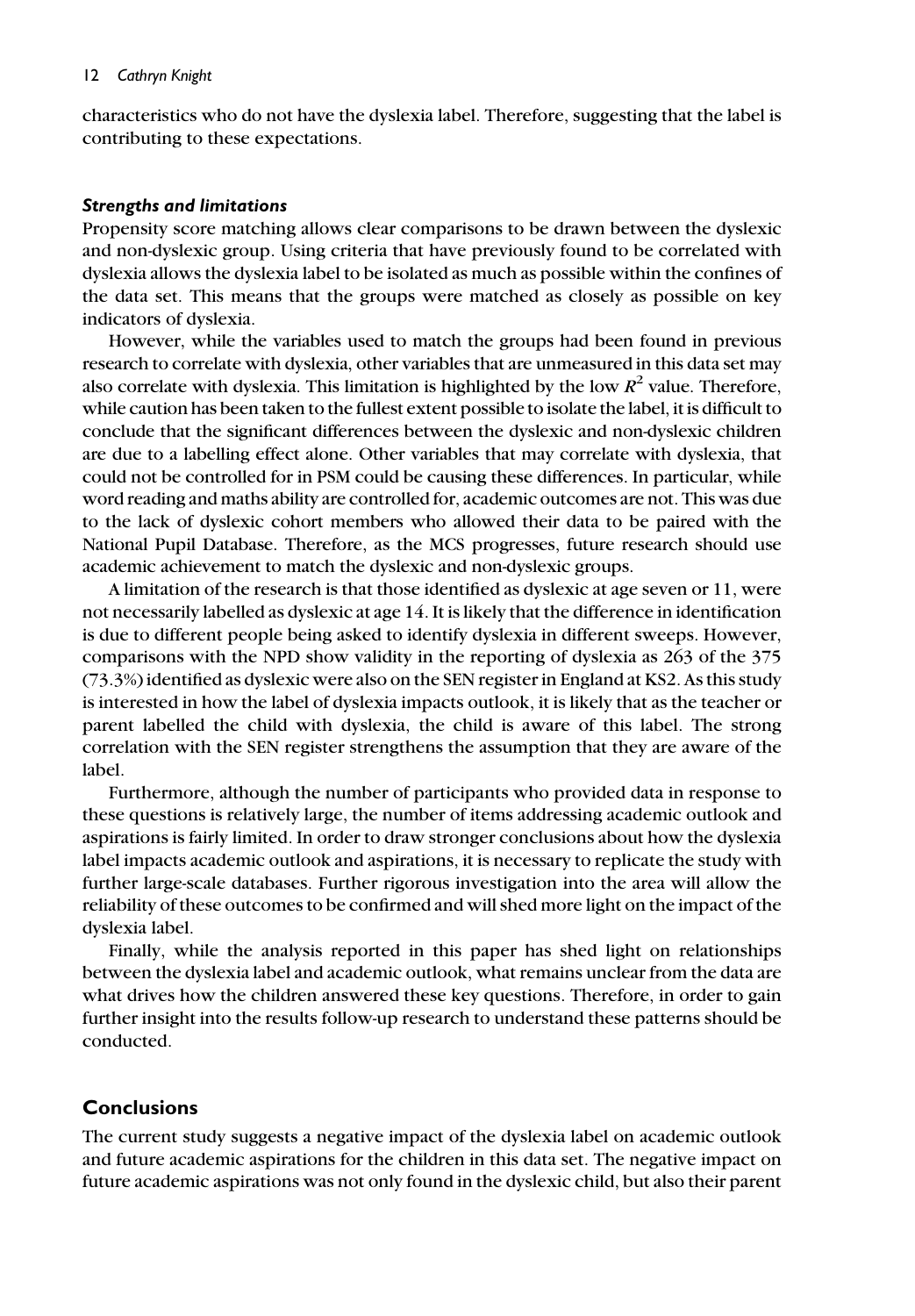characteristics who do not have the dyslexia label. Therefore, suggesting that the label is contributing to these expectations.

### *Strengths and limitations*

Propensity score matching allows clear comparisons to be drawn between the dyslexic and non-dyslexic group. Using criteria that have previously found to be correlated with dyslexia allows the dyslexia label to be isolated as much as possible within the confines of the data set. This means that the groups were matched as closely as possible on key indicators of dyslexia.

However, while the variables used to match the groups had been found in previous research to correlate with dyslexia, other variables that are unmeasured in this data set may also correlate with dyslexia. This limitation is highlighted by the low $R^2$ value. Therefore, while caution has been taken to the fullest extent possible to isolate the label, it is difficult to conclude that the significant differences between the dyslexic and non-dyslexic children are due to a labelling effect alone. Other variables that may correlate with dyslexia, that could not be controlled for in PSM could be causing these differences. In particular, while word reading and maths ability are controlled for, academic outcomes are not. This was due to the lack of dyslexic cohort members who allowed their data to be paired with the National Pupil Database. Therefore, as the MCS progresses, future research should use academic achievement to match the dyslexic and non-dyslexic groups.

A limitation of the research is that those identified as dyslexic at age seven or 11, were not necessarily labelled as dyslexic at age 14. It is likely that the difference in identification is due to different people being asked to identify dyslexia in different sweeps. However, comparisons with the NPD show validity in the reporting of dyslexia as 263 of the 375 (73.3%) identified as dyslexic were also on the SEN register in England at KS2. As this study is interested in how the label of dyslexia impacts outlook, it is likely that as the teacher or parent labelled the child with dyslexia, the child is aware of this label. The strong correlation with the SEN register strengthens the assumption that they are aware of the label.

Furthermore, although the number of participants who provided data in response to these questions is relatively large, the number of items addressing academic outlook and aspirations is fairly limited. In order to draw stronger conclusions about how the dyslexia label impacts academic outlook and aspirations, it is necessary to replicate the study with further large-scale databases. Further rigorous investigation into the area will allow the reliability of these outcomes to be confirmed and will shed more light on the impact of the dyslexia label.

Finally, while the analysis reported in this paper has shed light on relationships between the dyslexia label and academic outlook, what remains unclear from the data are what drives how the children answered these key questions. Therefore, in order to gain further insight into the results follow-up research to understand these patterns should be conducted.

## Conclusions

The current study suggests a negative impact of the dyslexia label on academic outlook and future academic aspirations for the children in this data set. The negative impact on future academic aspirations was not only found in the dyslexic child, but also their parent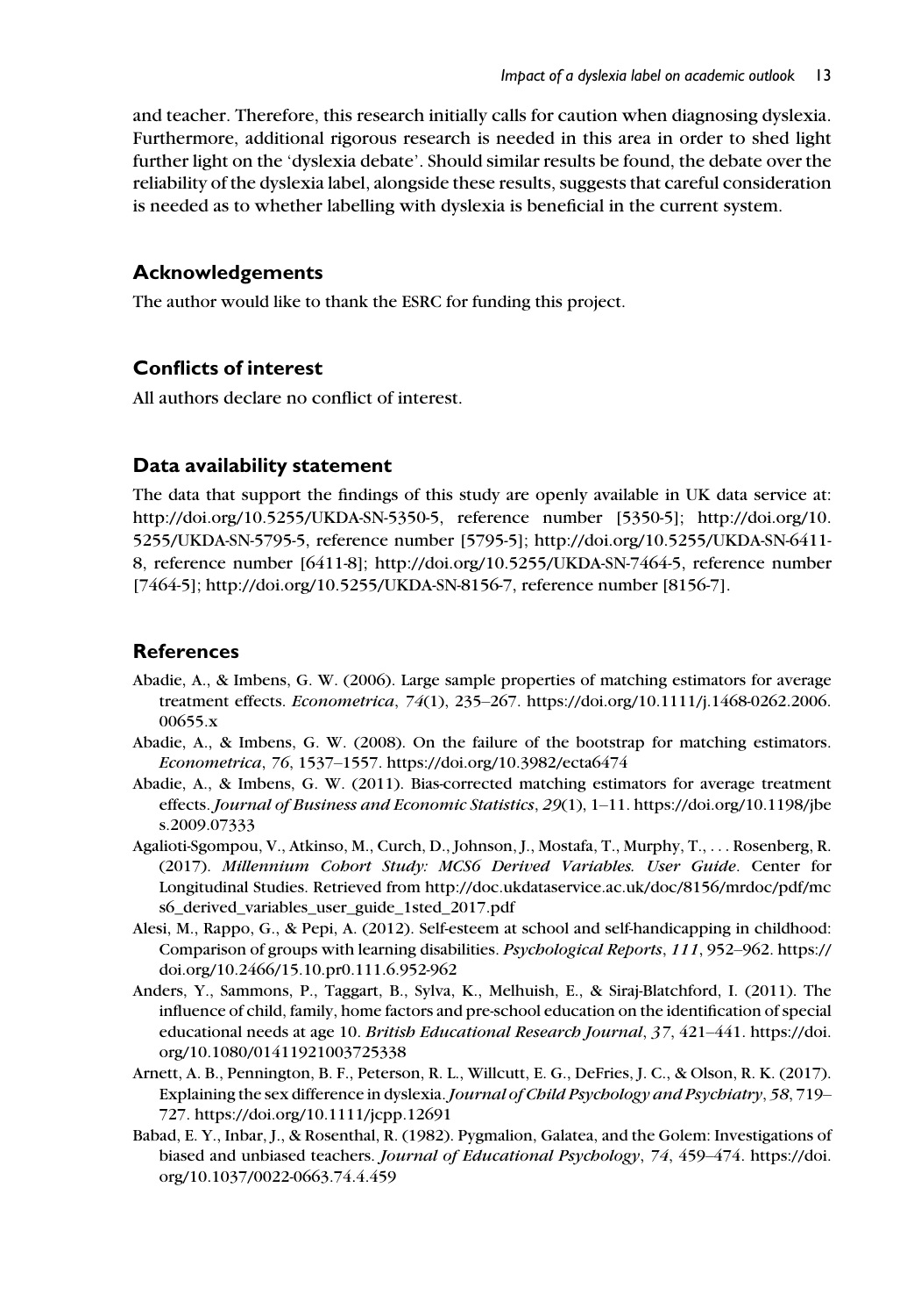and teacher. Therefore, this research initially calls for caution when diagnosing dyslexia. Furthermore, additional rigorous research is needed in this area in order to shed light further light on the 'dyslexia debate'. Should similar results be found, the debate over the reliability of the dyslexia label, alongside these results, suggests that careful consideration is needed as to whether labelling with dyslexia is beneficial in the current system.

## Acknowledgements

The author would like to thank the ESRC for funding this project.

## Conflicts of interest

All authors declare no conflict of interest.

## Data availability statement

The data that support the findings of this study are openly available in UK data service at: http://doi.org/10.5255/UKDA-SN-5350-5, reference number [5350-5]; http://doi.org/10.5255/UKDA-SN-5795-5, reference number [5795-5]; http://doi.org/10.5255/UKDA-SN-6411-8, reference number [6411-8]; http://doi.org/10.5255/UKDA-SN-7464-5, reference number [7464-5]; http://doi.org/10.5255/UKDA-SN-8156-7, reference number [8156-7].

## References

Abadie, A., & Imbens, G. W. (2006). Large sample properties of matching estimators for average treatment effects. *Econometrica*, *74*(1), 235–267. https://doi.org/10.1111/j.1468-0262.2006.00655.x

Abadie, A., & Imbens, G. W. (2008). On the failure of the bootstrap for matching estimators. *Econometrica*, *76*, 1537–1557. https://doi.org/10.3982/ecta6474

Abadie, A., & Imbens, G. W. (2011). Bias-corrected matching estimators for average treatment effects. *Journal of Business and Economic Statistics*, *29*(1), 1–11. https://doi.org/10.1198/jbes.2009.07333

Agalioti-Sgompou, V., Atkinso, M., Curch, D., Johnson, J., Mostafa, T., Murphy, T., . . . Rosenberg, R. (2017). *Millennium Cohort Study: MCS6 Derived Variables. User Guide*. Center for Longitudinal Studies. Retrieved from http://doc.ukdataservice.ac.uk/doc/8156/mrdoc/pdf/mcs6_derived_variables_user_guide_1sted_2017.pdf

Alesi, M., Rappo, G., & Pepi, A. (2012). Self-esteem at school and self-handicapping in childhood: Comparison of groups with learning disabilities. *Psychological Reports*, *111*, 952–962. https://doi.org/10.2466/15.10.pr0.111.6.952-962

Anders, Y., Sammons, P., Taggart, B., Sylva, K., Melhuish, E., & Siraj-Blatchford, I. (2011). The influence of child, family, home factors and pre-school education on the identification of special educational needs at age 10. *British Educational Research Journal*, *37*, 421–441. https://doi.org/10.1080/01411921003725338

Arnett, A. B., Pennington, B. F., Peterson, R. L., Willcutt, E. G., DeFries, J. C., & Olson, R. K. (2017). Explaining the sex difference in dyslexia. *Journal of Child Psychology and Psychiatry*, *58*, 719–727. https://doi.org/10.1111/jcpp.12691

Babad, E. Y., Inbar, J., & Rosenthal, R. (1982). Pygmalion, Galatea, and the Golem: Investigations of biased and unbiased teachers. *Journal of Educational Psychology*, *74*, 459–474. https://doi.org/10.1037/0022-0663.74.4.459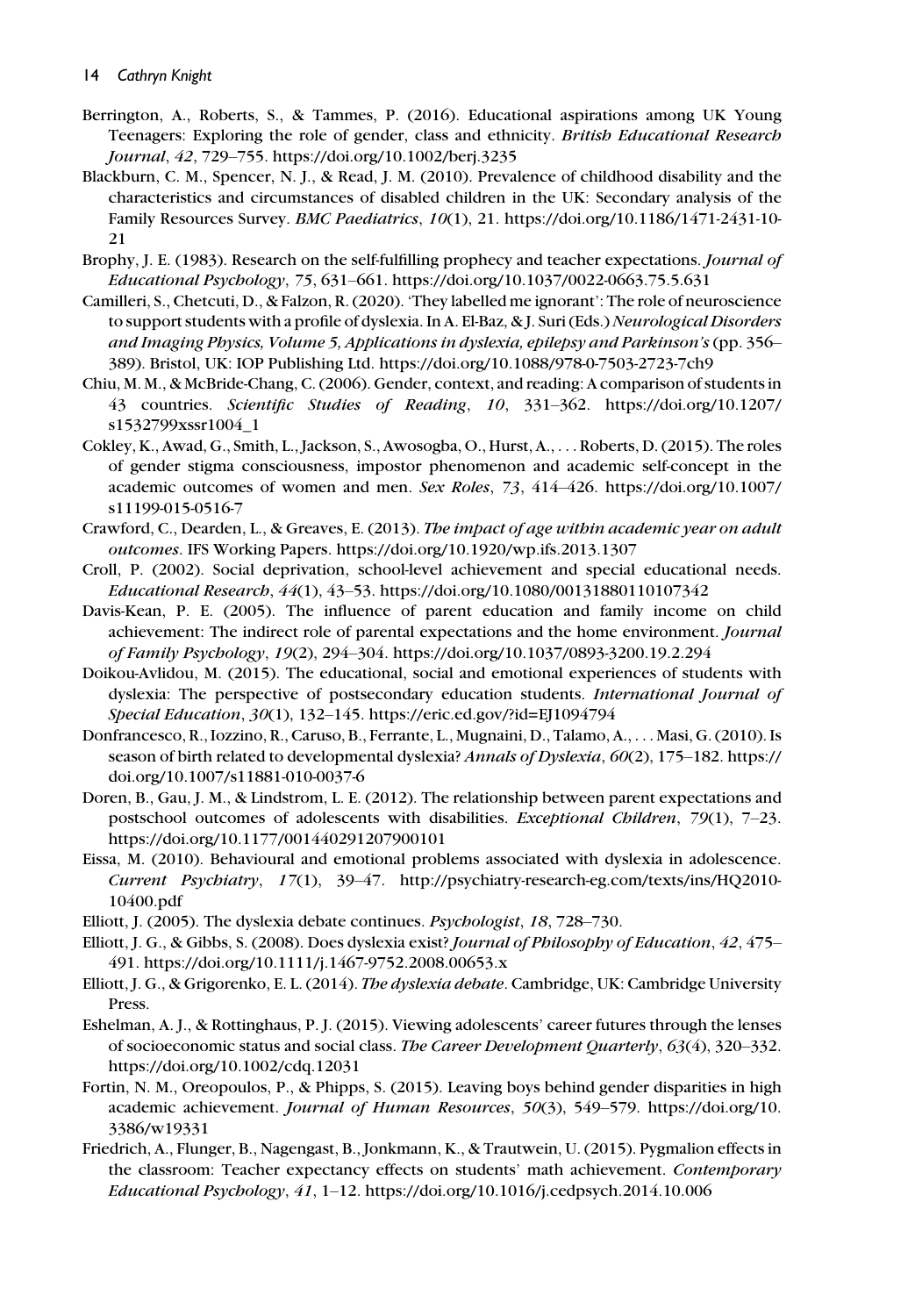Berrington, A., Roberts, S., & Tammes, P. (2016). Educational aspirations among UK Young Teenagers: Exploring the role of gender, class and ethnicity. *British Educational Research Journal*, *42*, 729–755. https://doi.org/10.1002/berj.3235

Blackburn, C. M., Spencer, N. J., & Read, J. M. (2010). Prevalence of childhood disability and the characteristics and circumstances of disabled children in the UK: Secondary analysis of the Family Resources Survey. *BMC Paediatrics*, *10*(1), 21. https://doi.org/10.1186/1471-2431-10-21

Brophy, J. E. (1983). Research on the self-fulfilling prophecy and teacher expectations. *Journal of Educational Psychology*, *75*, 631–661. https://doi.org/10.1037/0022-0663.75.5.631

Camilleri, S., Chetcuti, D., & Falzon, R. (2020). 'They labelled me ignorant': The role of neuroscience to support students with a profile of dyslexia. In A. El-Baz, & J. Suri (Eds.) *Neurological Disorders and Imaging Physics, Volume 5, Applications in dyslexia, epilepsy and Parkinson's* (pp. 356–389). Bristol, UK: IOP Publishing Ltd. https://doi.org/10.1088/978-0-7503-2723-7ch9

Chiu, M. M., & McBride-Chang, C. (2006). Gender, context, and reading: A comparison of students in 43 countries. *Scientific Studies of Reading*, *10*, 331–362. https://doi.org/10.1207/s1532799xssr1004_1

Cokley, K., Awad, G., Smith, L., Jackson, S., Awosogba, O., Hurst, A., . . . Roberts, D. (2015). The roles of gender stigma consciousness, impostor phenomenon and academic self-concept in the academic outcomes of women and men. *Sex Roles*, *73*, 414–426. https://doi.org/10.1007/s11199-015-0516-7

Crawford, C., Dearden, L., & Greaves, E. (2013). *The impact of age within academic year on adult outcomes*. IFS Working Papers. https://doi.org/10.1920/wp.ifs.2013.1307

Croll, P. (2002). Social deprivation, school-level achievement and special educational needs. *Educational Research*, *44*(1), 43–53. https://doi.org/10.1080/00131880110107342

Davis-Kean, P. E. (2005). The influence of parent education and family income on child achievement: The indirect role of parental expectations and the home environment. *Journal of Family Psychology*, *19*(2), 294–304. https://doi.org/10.1037/0893-3200.19.2.294

Doikou-Avlidou, M. (2015). The educational, social and emotional experiences of students with dyslexia: The perspective of postsecondary education students. *International Journal of Special Education*, *30*(1), 132–145. https://eric.ed.gov/?id=EJ1094794

Donfrancesco, R., Iozzino, R., Caruso, B., Ferrante, L., Mugnaini, D., Talamo, A., . . . Masi, G. (2010). Is season of birth related to developmental dyslexia? *Annals of Dyslexia*, *60*(2), 175–182. https://doi.org/10.1007/s11881-010-0037-6

Doren, B., Gau, J. M., & Lindstrom, L. E. (2012). The relationship between parent expectations and postschool outcomes of adolescents with disabilities. *Exceptional Children*, *79*(1), 7–23. https://doi.org/10.1177/001440291207900101

Eissa, M. (2010). Behavioural and emotional problems associated with dyslexia in adolescence. *Current Psychiatry*, *17*(1), 39–47. http://psychiatry-research-eg.com/texts/ins/HQ2010-10400.pdf

Elliott, J. (2005). The dyslexia debate continues. *Psychologist*, *18*, 728–730.

Elliott, J. G., & Gibbs, S. (2008). Does dyslexia exist? *Journal of Philosophy of Education*, *42*, 475–491. https://doi.org/10.1111/j.1467-9752.2008.00653.x

Elliott, J. G., & Grigorenko, E. L. (2014). *The dyslexia debate*. Cambridge, UK: Cambridge University Press.

Eshelman, A. J., & Rottinghaus, P. J. (2015). Viewing adolescents' career futures through the lenses of socioeconomic status and social class. *The Career Development Quarterly*, *63*(4), 320–332. https://doi.org/10.1002/cdq.12031

Fortin, N. M., Oreopoulos, P., & Phipps, S. (2015). Leaving boys behind gender disparities in high academic achievement. *Journal of Human Resources*, *50*(3), 549–579. https://doi.org/10.3386/w19331

Friedrich, A., Flunger, B., Nagengast, B., Jonkmann, K., & Trautwein, U. (2015). Pygmalion effects in the classroom: Teacher expectancy effects on students' math achievement. *Contemporary Educational Psychology*, *41*, 1–12. https://doi.org/10.1016/j.cedpsych.2014.10.006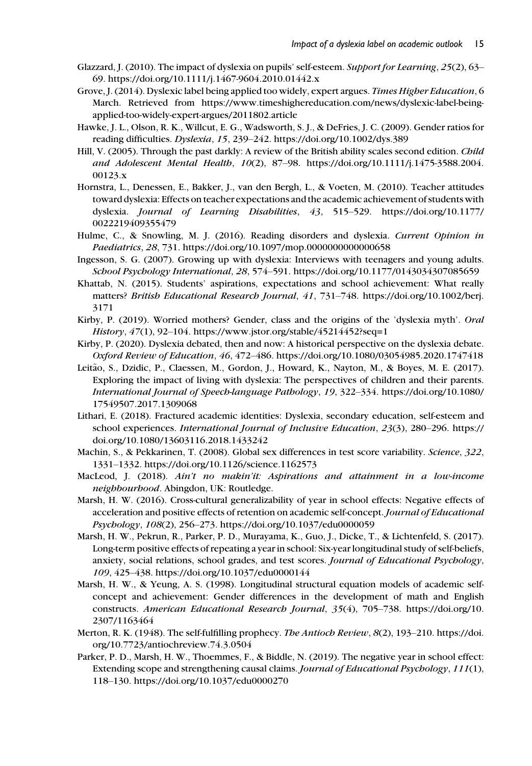Glazzard, J. (2010). The impact of dyslexia on pupils' self-esteem. *Support for Learning*, *25*(2), 63–69. https://doi.org/10.1111/j.1467-9604.2010.01442.x

Grove, J. (2014). Dyslexic label being applied too widely, expert argues. *Times Higher Education*, 6 March. Retrieved from https://www.timeshighereducation.com/news/dyslexic-label-being-applied-too-widely-expert-argues/2011802.article

Hawke, J. L., Olson, R. K., Willcut, E. G., Wadsworth, S. J., & DeFries, J. C. (2009). Gender ratios for reading difficulties. *Dyslexia*, *15*, 239–242. https://doi.org/10.1002/dys.389

Hill, V. (2005). Through the past darkly: A review of the British ability scales second edition. *Child and Adolescent Mental Health*, *10*(2), 87–98. https://doi.org/10.1111/j.1475-3588.2004.00123.x

Hornstra, L., Denessen, E., Bakker, J., van den Bergh, L., & Voeten, M. (2010). Teacher attitudes toward dyslexia: Effects on teacher expectations and the academic achievement of students with dyslexia. *Journal of Learning Disabilities*, *43*, 515–529. https://doi.org/10.1177/0022219409355479

Hulme, C., & Snowling, M. J. (2016). Reading disorders and dyslexia. *Current Opinion in Paediatrics*, *28*, 731. https://doi.org/10.1097/mop.0000000000000658

Ingesson, S. G. (2007). Growing up with dyslexia: Interviews with teenagers and young adults. *School Psychology International*, *28*, 574–591. https://doi.org/10.1177/0143034307085659

Khattab, N. (2015). Students' aspirations, expectations and school achievement: What really matters? *British Educational Research Journal*, *41*, 731–748. https://doi.org/10.1002/berj.3171

Kirby, P. (2019). Worried mothers? Gender, class and the origins of the 'dyslexia myth'. *Oral History*, *47*(1), 92–104. https://www.jstor.org/stable/45214452?seq=1

Kirby, P. (2020). Dyslexia debated, then and now: A historical perspective on the dyslexia debate. *Oxford Review of Education*, *46*, 472–486. https://doi.org/10.1080/03054985.2020.1747418

Leitão, S., Dzidic, P., Claessen, M., Gordon, J., Howard, K., Nayton, M., & Boyes, M. E. (2017). Exploring the impact of living with dyslexia: The perspectives of children and their parents. *International Journal of Speech-language Pathology*, *19*, 322–334. https://doi.org/10.1080/17549507.2017.1309068

Lithari, E. (2018). Fractured academic identities: Dyslexia, secondary education, self-esteem and school experiences. *International Journal of Inclusive Education*, *23*(3), 280–296. https://doi.org/10.1080/13603116.2018.1433242

Machin, S., & Pekkarinen, T. (2008). Global sex differences in test score variability. *Science*, *322*, 1331–1332. https://doi.org/10.1126/science.1162573

MacLeod, J. (2018). *Ain't no makin'it: Aspirations and attainment in a low-income neighbourhood*. Abingdon, UK: Routledge.

Marsh, H. W. (2016). Cross-cultural generalizability of year in school effects: Negative effects of acceleration and positive effects of retention on academic self-concept. *Journal of Educational Psychology*, *108*(2), 256–273. https://doi.org/10.1037/edu0000059

Marsh, H. W., Pekrun, R., Parker, P. D., Murayama, K., Guo, J., Dicke, T., & Lichtenfeld, S. (2017). Long-term positive effects of repeating a year in school: Six-year longitudinal study of self-beliefs, anxiety, social relations, school grades, and test scores. *Journal of Educational Psychology*, *109*, 425–438. https://doi.org/10.1037/edu0000144

Marsh, H. W., & Yeung, A. S. (1998). Longitudinal structural equation models of academic self-concept and achievement: Gender differences in the development of math and English constructs. *American Educational Research Journal*, *35*(4), 705–738. https://doi.org/10.2307/1163464

Merton, R. K. (1948). The self-fulfilling prophecy. *The Antioch Review*, *8*(2), 193–210. https://doi.org/10.7723/antiochreview.74.3.0504

Parker, P. D., Marsh, H. W., Thoemmes, F., & Biddle, N. (2019). The negative year in school effect: Extending scope and strengthening causal claims. *Journal of Educational Psychology*, *111*(1), 118–130. https://doi.org/10.1037/edu0000270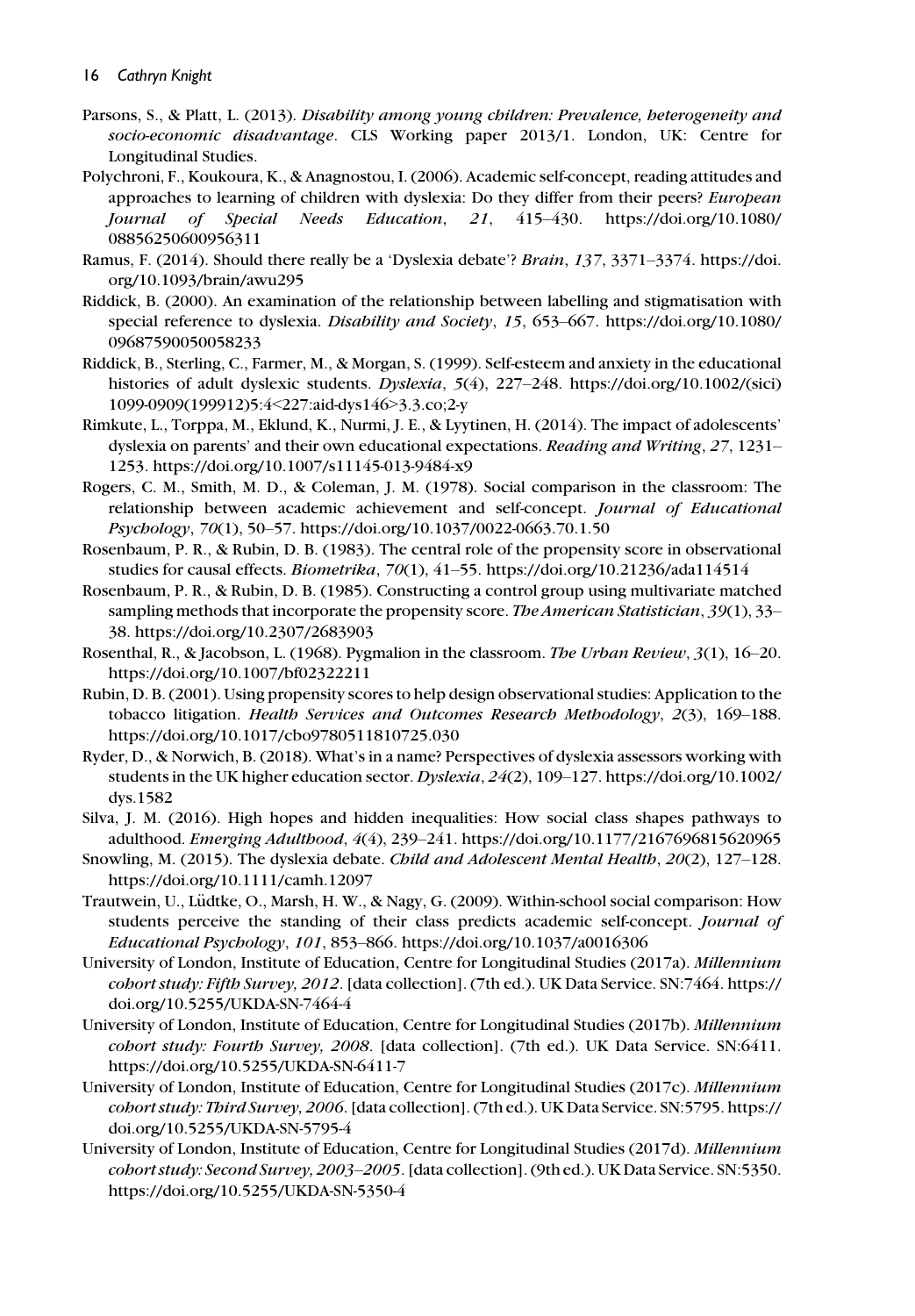Parsons, S., & Platt, L. (2013). *Disability among young children: Prevalence, heterogeneity and socio-economic disadvantage*. CLS Working paper 2013/1. London, UK: Centre for Longitudinal Studies.

Polychroni, F., Koukoura, K., & Anagnostou, I. (2006). Academic self-concept, reading attitudes and approaches to learning of children with dyslexia: Do they differ from their peers? *European Journal of Special Needs Education*, *21*, 415–430. https://doi.org/10.1080/08856250600956311

Ramus, F. (2014). Should there really be a 'Dyslexia debate'? *Brain*, *137*, 3371–3374. https://doi.org/10.1093/brain/awu295

Riddick, B. (2000). An examination of the relationship between labelling and stigmatisation with special reference to dyslexia. *Disability and Society*, *15*, 653–667. https://doi.org/10.1080/09687590050058233

Riddick, B., Sterling, C., Farmer, M., & Morgan, S. (1999). Self-esteem and anxiety in the educational histories of adult dyslexic students. *Dyslexia*, *5*(4), 227–248. https://doi.org/10.1002/(sici)1099-0909(199912)5:4<227:aid-dys146>3.3.co;2-y

Rimkute, L., Torppa, M., Eklund, K., Nurmi, J. E., & Lyytinen, H. (2014). The impact of adolescents' dyslexia on parents' and their own educational expectations. *Reading and Writing*, *27*, 1231–1253. https://doi.org/10.1007/s11145-013-9484-x

Rogers, C. M., Smith, M. D., & Coleman, J. M. (1978). Social comparison in the classroom: The relationship between academic achievement and self-concept. *Journal of Educational Psychology*, *70*(1), 50–57. https://doi.org/10.1037/0022-0663.70.1.50

Rosenbaum, P. R., & Rubin, D. B. (1983). The central role of the propensity score in observational studies for causal effects. *Biometrika*, *70*(1), 41–55. https://doi.org/10.21236/ada114514

Rosenbaum, P. R., & Rubin, D. B. (1985). Constructing a control group using multivariate matched sampling methods that incorporate the propensity score. *The American Statistician*, *39*(1), 33–38. https://doi.org/10.2307/2683903

Rosenthal, R., & Jacobson, L. (1968). Pygmalion in the classroom. *The Urban Review*, *3*(1), 16–20. https://doi.org/10.1007/bf02322211

Rubin, D. B. (2001). Using propensity scores to help design observational studies: Application to the tobacco litigation. *Health Services and Outcomes Research Methodology*, *2*(3), 169–188. https://doi.org/10.1017/cbo9780511810725.030

Ryder, D., & Norwich, B. (2018). What's in a name? Perspectives of dyslexia assessors working with students in the UK higher education sector. *Dyslexia*, *24*(2), 109–127. https://doi.org/10.1002/dys.1582

Silva, J. M. (2016). High hopes and hidden inequalities: How social class shapes pathways to adulthood. *Emerging Adulthood*, *4*(4), 239–241. https://doi.org/10.1177/2167696815620965

Snowling, M. (2015). The dyslexia debate. *Child and Adolescent Mental Health*, *20*(2), 127–128. https://doi.org/10.1111/camh.12097

Trautwein, U., Lüdtke, O., Marsh, H. W., & Nagy, G. (2009). Within-school social comparison: How students perceive the standing of their class predicts academic self-concept. *Journal of Educational Psychology*, *101*, 853–866. https://doi.org/10.1037/a0016306

University of London, Institute of Education, Centre for Longitudinal Studies (2017a). *Millennium cohort study: Fifth Survey, 2012*. [data collection]. (7th ed.). UK Data Service. SN:7464. https://doi.org/10.5255/UKDA-SN-7464-4

University of London, Institute of Education, Centre for Longitudinal Studies (2017b). *Millennium cohort study: Fourth Survey, 2008*. [data collection]. (7th ed.). UK Data Service. SN:6411. https://doi.org/10.5255/UKDA-SN-6411-7

University of London, Institute of Education, Centre for Longitudinal Studies (2017c). *Millennium cohort study: Third Survey, 2006*. [data collection]. (7th ed.). UK Data Service. SN:5795. https://doi.org/10.5255/UKDA-SN-5795-4

University of London, Institute of Education, Centre for Longitudinal Studies (2017d). *Millennium cohort study: Second Survey, 2003–2005*. [data collection]. (9th ed.). UK Data Service. SN:5350. https://doi.org/10.5255/UKDA-SN-5350-4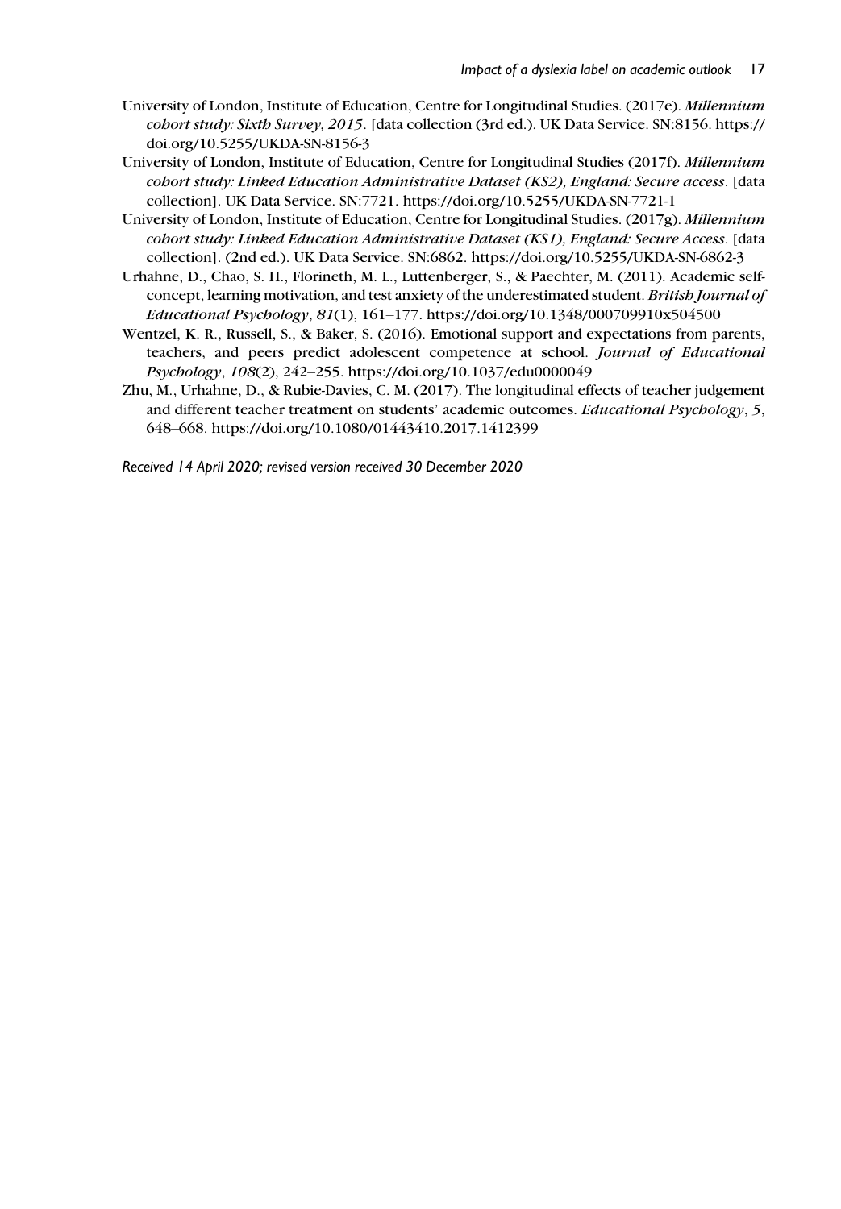University of London, Institute of Education, Centre for Longitudinal Studies. (2017e). *Millennium cohort study: Sixth Survey, 2015*. [data collection (3rd ed.). UK Data Service. SN:8156. https://doi.org/10.5255/UKDA-SN-8156-3

University of London, Institute of Education, Centre for Longitudinal Studies (2017f). *Millennium cohort study: Linked Education Administrative Dataset (KS2), England: Secure access*. [data collection]. UK Data Service. SN:7721. https://doi.org/10.5255/UKDA-SN-7721-1

University of London, Institute of Education, Centre for Longitudinal Studies. (2017g). *Millennium cohort study: Linked Education Administrative Dataset (KS1), England: Secure Access*. [data collection]. (2nd ed.). UK Data Service. SN:6862. https://doi.org/10.5255/UKDA-SN-6862-3

Urhahne, D., Chao, S. H., Florineth, M. L., Luttenberger, S., & Paechter, M. (2011). Academic self-concept, learning motivation, and test anxiety of the underestimated student. *British Journal of Educational Psychology*, *81*(1), 161–177. https://doi.org/10.1348/000709910x504500

Wentzel, K. R., Russell, S., & Baker, S. (2016). Emotional support and expectations from parents, teachers, and peers predict adolescent competence at school. *Journal of Educational Psychology*, *108*(2), 242–255. https://doi.org/10.1037/edu0000049

Zhu, M., Urhahne, D., & Rubie-Davies, C. M. (2017). The longitudinal effects of teacher judgement and different teacher treatment on students' academic outcomes. *Educational Psychology*, *5*, 648–668. https://doi.org/10.1080/01443410.2017.1412399

*Received 14 April 2020; revised version received 30 December 2020*